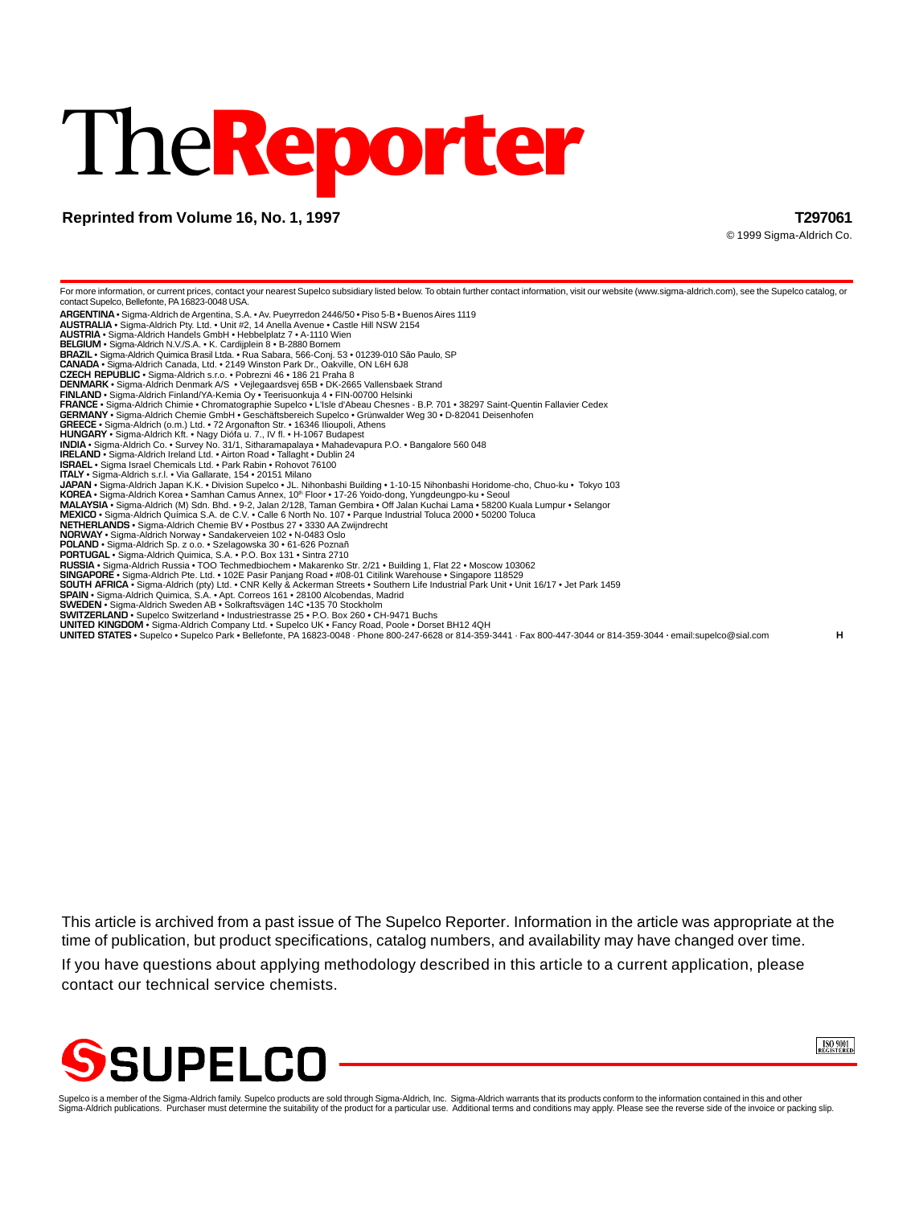# The**Reporter**

**Reprinted from Volume 16, No. 1, 1997**

**T297061**

© 1999 Sigma-Aldrich Co.

For more information, or current prices, contact your nearest Supelco subsidiary listed below. To obtain further contact information, visit our website (www.sigma-aldrich.com), see the Supelco catalog, or contact Supelco, Bellefonte, PA 16823-0048 USA.

**ARGENTINA** • Sigma-Aldrich de Argentina, S.A. • Av. Pueyrredon 2446/50 • Piso 5-B • Buenos Aires 1119
**AUSTRALIA** • Sigma-Aldrich Pty. Ltd. • Unit #2, 14 Anella Avenue • Castle Hill NSW 2154
**AUSTRIA** • Sigma-Aldrich Handels GmbH • Hebbelplatz 7 • A-1110 Wien
**BELGIUM** • Sigma-Aldrich N.V./S.A. • K. Cardijplein 8 • B-2880 Bornem
**BRAZIL** • Sigma-Aldrich Quimica Brasil Ltda. • Rua Sabara, 566-Conj. 53 • 01239-010 São Paulo, SP
**CANADA** • Sigma-Aldrich Canada, Ltd. • 2149 Winston Park Dr., Oakville, ON L6H 6J8
**CZECH REPUBLIC** • Sigma-Aldrich s.r.o. • Pobrezni 46 • 186 21 Praha 8
**DENMARK** • Sigma-Aldrich Denmark A/S • Vejlegaardsvej 65B • DK-2665 Vallensbaek Strand
**FINLAND** • Sigma-Aldrich Finland/YA-Kemia Oy • Teerisuonkuja 4 • FIN-00700 Helsinki
**FRANCE** • Sigma-Aldrich Chimie • Chromatographie Supelco • L'Isle d'Abeau Chesnes - B.P. 701 • 38297 Saint-Quentin Fallavier Cedex
**GERMANY** • Sigma-Aldrich Chemie GmbH • Geschäftsbereich Supelco • Grünwalder Weg 30 • D-82041 Deisenhofen
**GREECE** • Sigma-Aldrich (o.m.) Ltd. • 72 Argonafton Str. • 16346 Ilioupoli, Athens
**HUNGARY** • Sigma-Aldrich Kft. • Nagy Diófa u. 7., IV fl. • H-1067 Budapest
**INDIA** • Sigma-Aldrich Co. • Survey No. 31/1, Sitharamapalaya • Mahadevapura P.O. • Bangalore 560 048
**IRELAND** • Sigma-Aldrich Ireland Ltd. • Airton Road • Tallaght • Dublin 24
**ISRAEL** • Sigma Israel Chemicals Ltd. • Park Rabin • Rohovot 76100
**ITALY** • Sigma-Aldrich s.r.l. • Via Gallarate, 154 • 20151 Milano
**JAPAN** • Sigma-Aldrich Japan K.K. • Division Supelco • JL. Nihonbashi Building • 1-10-15 Nihonbashi Horidome-cho, Chuo-ku • Tokyo 103
**KOREA** • Sigma-Aldrich Korea • Samhan Camus Annex, 10th Floor • 17-26 Yoido-dong, Yungdeungpo-ku • Seoul
**MALAYSIA** • Sigma-Aldrich (M) Sdn. Bhd. • 9-2, Jalan 2/128, Taman Gembira • Off Jalan Kuchai Lama • 58200 Kuala Lumpur • Selangor
**MEXICO** • Sigma-Aldrich Química S.A. de C.V. • Calle 6 North No. 107 • Parque Industrial Toluca 2000 • 50200 Toluca
**NETHERLANDS** • Sigma-Aldrich Chemie BV • Postbus 27 • 3330 AA Zwijndrecht
**NORWAY** • Sigma-Aldrich Norway • Sandakerveien 102 • N-0483 Oslo
**POLAND** • Sigma-Aldrich Sp. z o.o. • Szelagowska 30 • 61-626 Poznañ
**PORTUGAL** • Sigma-Aldrich Quimica, S.A. • P.O. Box 131 • Sintra 2710
**RUSSIA** • Sigma-Aldrich Russia • TOO Techmedbiochem • Makarenko Str. 2/21 • Building 1, Flat 22 • Moscow 103062
**SINGAPORE** • Sigma-Aldrich Pte. Ltd. • 102E Pasir Panjang Road • #08-01 Citilink Warehouse • Singapore 118529
**SOUTH AFRICA** • Sigma-Aldrich (pty) Ltd. • CNR Kelly & Ackerman Streets • Southern Life Industrial Park Unit • Unit 16/17 • Jet Park 1459
**SPAIN** • Sigma-Aldrich Quimica, S.A. • Apt. Correos 161 • 28100 Alcobendas, Madrid
**SWEDEN** • Sigma-Aldrich Sweden AB • Solkraftsvägen 14C •135 70 Stockholm
**SWITZERLAND** • Supelco Switzerland • Industriestrasse 25 • P.O. Box 260 • CH-9471 Buchs
**UNITED KINGDOM** • Sigma-Aldrich Company Ltd. • Supelco UK • Fancy Road, Poole • Dorset BH12 4QH
**UNITED STATES** • Supelco • Supelco Park • Bellefonte, PA 16823-0048 · Phone 800-247-6628 or 814-359-3441 · Fax 800-447-3044 or 814-359-3044 · email:supelco@sial.com

H

This article is archived from a past issue of The Supelco Reporter. Information in the article was appropriate at the time of publication, but product specifications, catalog numbers, and availability may have changed over time.

If you have questions about applying methodology described in this article to a current application, please contact our technical service chemists.

**SUPELCO**

ISO 9001 REGISTERED

Supelco is a member of the Sigma-Aldrich family. Supelco products are sold through Sigma-Aldrich, Inc. Sigma-Aldrich warrants that its products conform to the information contained in this and other Sigma-Aldrich publications. Purchaser must determine the suitability of the product for a particular use. Additional terms and conditions may apply. Please see the reverse side of the invoice or packing slip.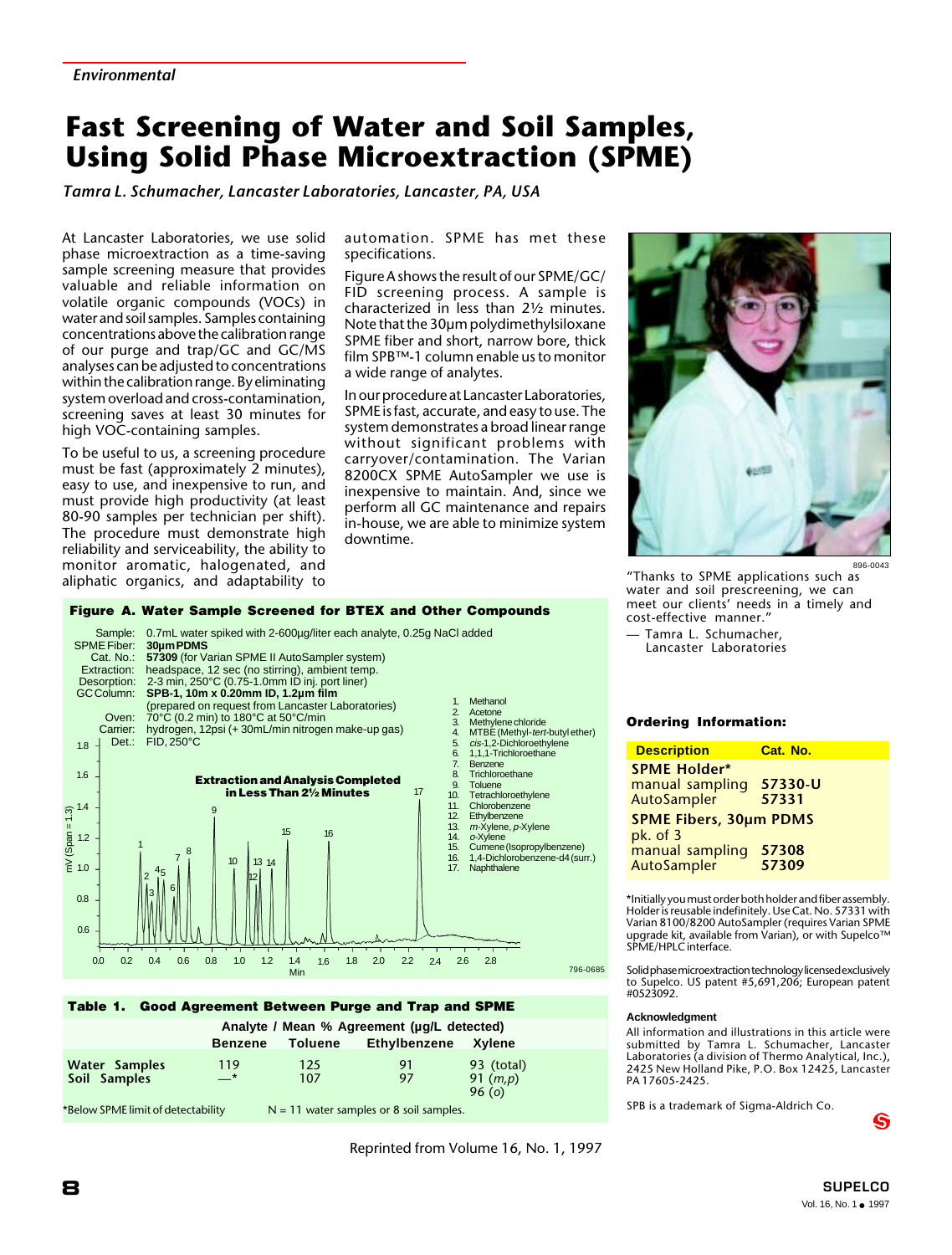*Environmental*

# Fast Screening of Water and Soil Samples, Using Solid Phase Microextraction (SPME)

*Tamra L. Schumacher, Lancaster Laboratories, Lancaster, PA, USA*

At Lancaster Laboratories, we use solid phase microextraction as a time-saving sample screening measure that provides valuable and reliable information on volatile organic compounds (VOCs) in water and soil samples. Samples containing concentrations above the calibration range of our purge and trap/GC and GC/MS analyses can be adjusted to concentrations within the calibration range. By eliminating system overload and cross-contamination, screening saves at least 30 minutes for high VOC-containing samples.

To be useful to us, a screening procedure must be fast (approximately 2 minutes), easy to use, and inexpensive to run, and must provide high productivity (at least 80-90 samples per technician per shift). The procedure must demonstrate high reliability and serviceability, the ability to monitor aromatic, halogenated, and aliphatic organics, and adaptability to automation. SPME has met these specifications.

Figure A shows the result of our SPME/GC/FID screening process. A sample is characterized in less than 2½ minutes. Note that the 30µm polydimethylsiloxane SPME fiber and short, narrow bore, thick film SPB™-1 column enable us to monitor a wide range of analytes.

In our procedure at Lancaster Laboratories, SPME is fast, accurate, and easy to use. The system demonstrates a broad linear range without significant problems with carryover/contamination. The Varian 8200CX SPME AutoSampler we use is inexpensive to maintain. And, since we perform all GC maintenance and repairs in-house, we are able to minimize system downtime.

896-0043

"Thanks to SPME applications such as water and soil prescreening, we can meet our clients' needs in a timely and cost-effective manner."

— Tamra L. Schumacher, Lancaster Laboratories

**Figure A. Water Sample Screened for BTEX and Other Compounds**

Sample: 0.7mL water spiked with 2-600µg/liter each analyte, 0.25g NaCl added
SPME Fiber: **30µm PDMS**
Cat. No.: **57309** (for Varian SPME II AutoSampler system)
Extraction: headspace, 12 sec (no stirring), ambient temp.
Desorption: 2-3 min, 250°C (0.75-1.0mm ID inj. port liner)
GC Column: **SPB-1, 10m x 0.20mm ID, 1.2µm film** (prepared on request from Lancaster Laboratories)
Oven: 70°C (0.2 min) to 180°C at 50°C/min
Carrier: hydrogen, 12psi (+ 30mL/min nitrogen make-up gas)
Det.: FID, 250°C

**Extraction and Analysis Completed in Less Than 2½ Minutes**

mV (Span = 1.3)
Min

1. Methanol
2. Acetone
3. Methylene chloride
4. MTBE (Methyl-*tert*-butyl ether)
5. *cis*-1,2-Dichloroethylene
6. 1,1,1-Trichloroethane
7. Benzene
8. Trichloroethane
9. Toluene
10. Tetrachloroethylene
11. Chlorobenzene
12. Ethylbenzene
13. *m*-Xylene, *p*-Xylene
14. *o*-Xylene
15. Cumene (Isopropylbenzene)
16. 1,4-Dichlorobenzene-d4 (surr.)
17. Naphthalene

796-0685

**Table 1. Good Agreement Between Purge and Trap and SPME**

| | Analyte / Mean % Agreement (µg/L detected) | | | |
|---|---|---|---|---|
| | **Benzene** | **Toluene** | **Ethylbenzene** | **Xylene** |
| **Water Samples** | 119 | 125 | 91 | 93 (total) |
| **Soil Samples** | —* | 107 | 97 | 91 (*m,p*) 96 (*o*) |

\*Below SPME limit of detectability N = 11 water samples or 8 soil samples.

Reprinted from Volume 16, No. 1, 1997

**Ordering Information:**

| Description | Cat. No. |
|---|---|
| **SPME Holder*** | |
| manual sampling | **57330-U** |
| AutoSampler | **57331** |
| **SPME Fibers, 30µm PDMS** | |
| pk. of 3 | |
| manual sampling | **57308** |
| AutoSampler | **57309** |

*Initially you must order both holder and fiber assembly. Holder is reusable indefinitely. Use Cat. No. 57331 with Varian 8100/8200 AutoSampler (requires Varian SPME upgrade kit, available from Varian), or with Supelco™ SPME/HPLC interface.

Solid phase microextraction technology licensed exclusively to Supelco. US patent #5,691,206; European patent #0523092.

**Acknowledgment**

All information and illustrations in this article were submitted by Tamra L. Schumacher, Lancaster Laboratories (a division of Thermo Analytical, Inc.), 2425 New Holland Pike, P.O. Box 12425, Lancaster PA 17605-2425.

SPB is a trademark of Sigma-Aldrich Co.